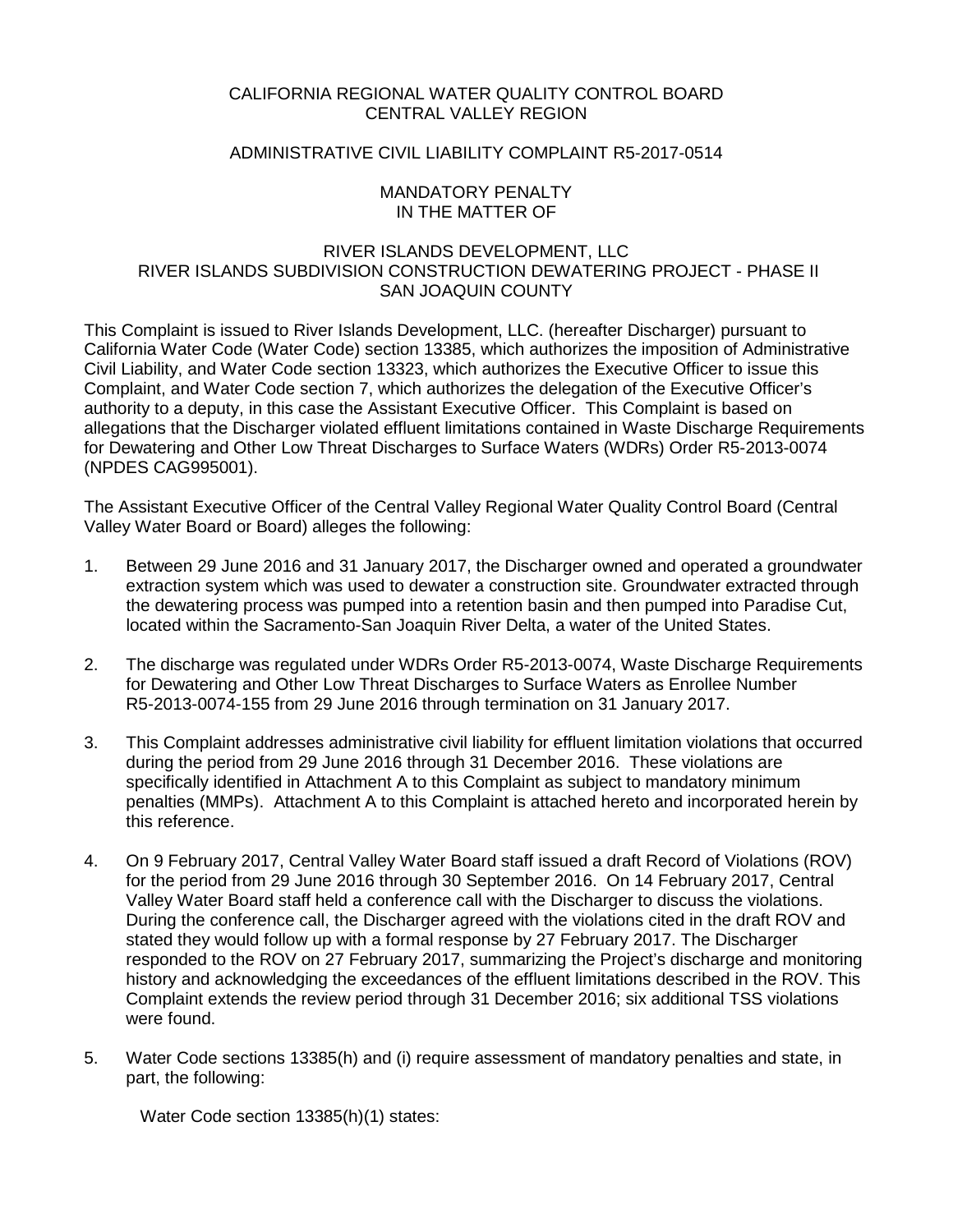CALIFORNIA REGIONAL WATER QUALITY CONTROL BOARD
CENTRAL VALLEY REGION

ADMINISTRATIVE CIVIL LIABILITY COMPLAINT R5-2017-0514

MANDATORY PENALTY
IN THE MATTER OF

RIVER ISLANDS DEVELOPMENT, LLC
RIVER ISLANDS SUBDIVISION CONSTRUCTION DEWATERING PROJECT - PHASE II
SAN JOAQUIN COUNTY

This Complaint is issued to River Islands Development, LLC. (hereafter Discharger) pursuant to California Water Code (Water Code) section 13385, which authorizes the imposition of Administrative Civil Liability, and Water Code section 13323, which authorizes the Executive Officer to issue this Complaint, and Water Code section 7, which authorizes the delegation of the Executive Officer's authority to a deputy, in this case the Assistant Executive Officer. This Complaint is based on allegations that the Discharger violated effluent limitations contained in Waste Discharge Requirements for Dewatering and Other Low Threat Discharges to Surface Waters (WDRs) Order R5-2013-0074 (NPDES CAG995001).

The Assistant Executive Officer of the Central Valley Regional Water Quality Control Board (Central Valley Water Board or Board) alleges the following:

1. Between 29 June 2016 and 31 January 2017, the Discharger owned and operated a groundwater extraction system which was used to dewater a construction site. Groundwater extracted through the dewatering process was pumped into a retention basin and then pumped into Paradise Cut, located within the Sacramento-San Joaquin River Delta, a water of the United States.

2. The discharge was regulated under WDRs Order R5-2013-0074, Waste Discharge Requirements for Dewatering and Other Low Threat Discharges to Surface Waters as Enrollee Number R5-2013-0074-155 from 29 June 2016 through termination on 31 January 2017.

3. This Complaint addresses administrative civil liability for effluent limitation violations that occurred during the period from 29 June 2016 through 31 December 2016. These violations are specifically identified in Attachment A to this Complaint as subject to mandatory minimum penalties (MMPs). Attachment A to this Complaint is attached hereto and incorporated herein by this reference.

4. On 9 February 2017, Central Valley Water Board staff issued a draft Record of Violations (ROV) for the period from 29 June 2016 through 30 September 2016. On 14 February 2017, Central Valley Water Board staff held a conference call with the Discharger to discuss the violations. During the conference call, the Discharger agreed with the violations cited in the draft ROV and stated they would follow up with a formal response by 27 February 2017. The Discharger responded to the ROV on 27 February 2017, summarizing the Project's discharge and monitoring history and acknowledging the exceedances of the effluent limitations described in the ROV. This Complaint extends the review period through 31 December 2016; six additional TSS violations were found.

5. Water Code sections 13385(h) and (i) require assessment of mandatory penalties and state, in part, the following:

   Water Code section 13385(h)(1) states: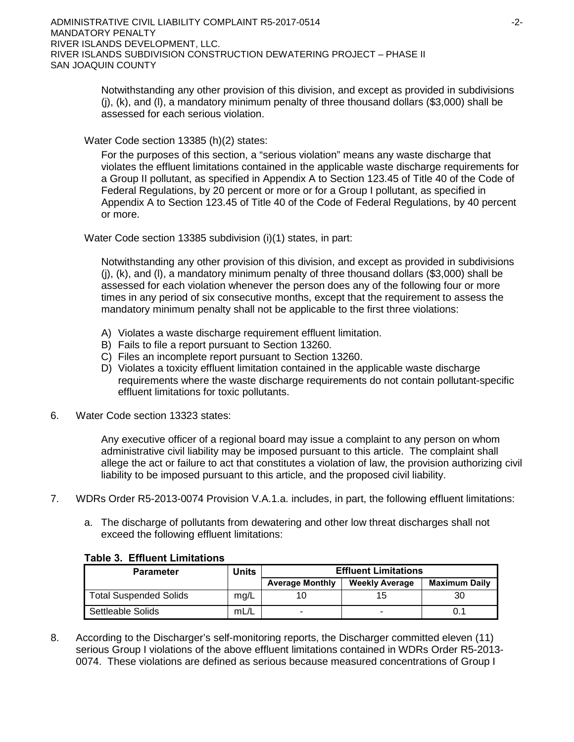Notwithstanding any other provision of this division, and except as provided in subdivisions (j), (k), and (l), a mandatory minimum penalty of three thousand dollars ($3,000) shall be assessed for each serious violation.

Water Code section 13385 (h)(2) states:

For the purposes of this section, a "serious violation" means any waste discharge that violates the effluent limitations contained in the applicable waste discharge requirements for a Group II pollutant, as specified in Appendix A to Section 123.45 of Title 40 of the Code of Federal Regulations, by 20 percent or more or for a Group I pollutant, as specified in Appendix A to Section 123.45 of Title 40 of the Code of Federal Regulations, by 40 percent or more.

Water Code section 13385 subdivision (i)(1) states, in part:

Notwithstanding any other provision of this division, and except as provided in subdivisions (j), (k), and (l), a mandatory minimum penalty of three thousand dollars ($3,000) shall be assessed for each violation whenever the person does any of the following four or more times in any period of six consecutive months, except that the requirement to assess the mandatory minimum penalty shall not be applicable to the first three violations:

A) Violates a waste discharge requirement effluent limitation.
B) Fails to file a report pursuant to Section 13260.
C) Files an incomplete report pursuant to Section 13260.
D) Violates a toxicity effluent limitation contained in the applicable waste discharge requirements where the waste discharge requirements do not contain pollutant-specific effluent limitations for toxic pollutants.

6. Water Code section 13323 states:

Any executive officer of a regional board may issue a complaint to any person on whom administrative civil liability may be imposed pursuant to this article. The complaint shall allege the act or failure to act that constitutes a violation of law, the provision authorizing civil liability to be imposed pursuant to this article, and the proposed civil liability.

7. WDRs Order R5-2013-0074 Provision V.A.1.a. includes, in part, the following effluent limitations:

   a. The discharge of pollutants from dewatering and other low threat discharges shall not exceed the following effluent limitations:

**Table 3. Effluent Limitations**

| Parameter | Units | Effluent Limitations | | |
|---|---|---|---|---|
| | | Average Monthly | Weekly Average | Maximum Daily |
| Total Suspended Solids | mg/L | 10 | 15 | 30 |
| Settleable Solids | mL/L | - | - | 0.1 |

8. According to the Discharger's self-monitoring reports, the Discharger committed eleven (11) serious Group I violations of the above effluent limitations contained in WDRs Order R5-2013-0074. These violations are defined as serious because measured concentrations of Group I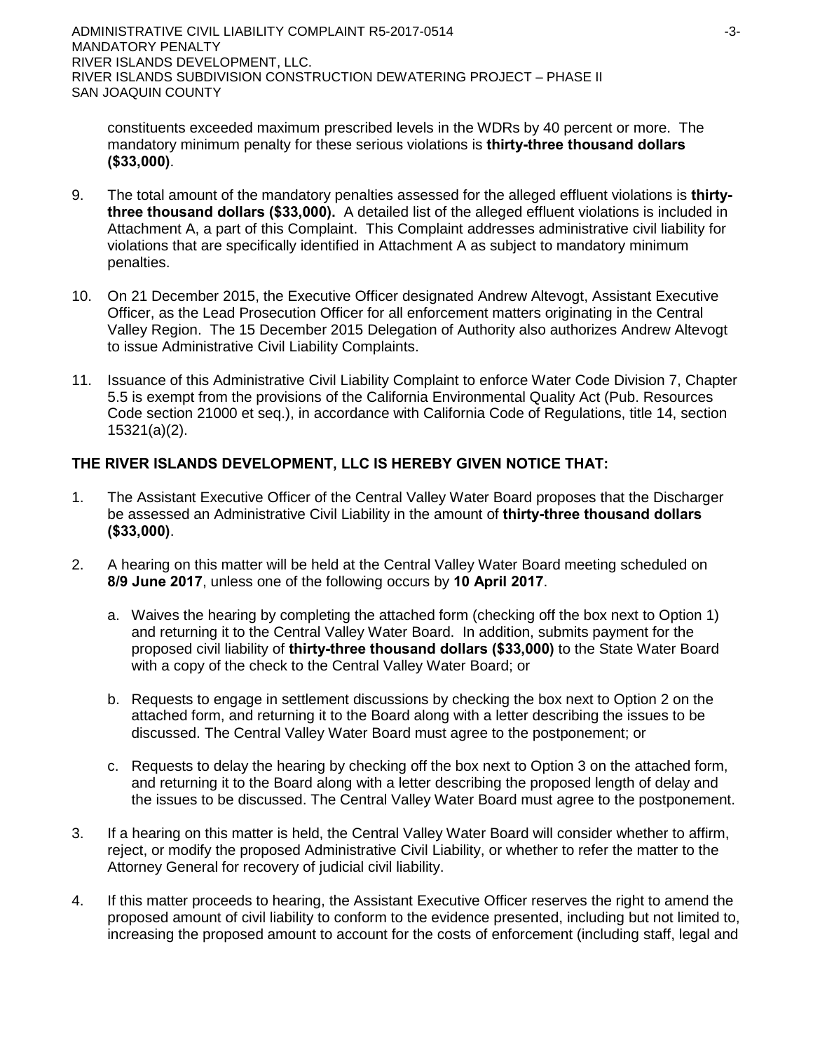constituents exceeded maximum prescribed levels in the WDRs by 40 percent or more. The mandatory minimum penalty for these serious violations is **thirty-three thousand dollars ($33,000)**.

9. The total amount of the mandatory penalties assessed for the alleged effluent violations is **thirty-three thousand dollars ($33,000).** A detailed list of the alleged effluent violations is included in Attachment A, a part of this Complaint. This Complaint addresses administrative civil liability for violations that are specifically identified in Attachment A as subject to mandatory minimum penalties.

10. On 21 December 2015, the Executive Officer designated Andrew Altevogt, Assistant Executive Officer, as the Lead Prosecution Officer for all enforcement matters originating in the Central Valley Region. The 15 December 2015 Delegation of Authority also authorizes Andrew Altevogt to issue Administrative Civil Liability Complaints.

11. Issuance of this Administrative Civil Liability Complaint to enforce Water Code Division 7, Chapter 5.5 is exempt from the provisions of the California Environmental Quality Act (Pub. Resources Code section 21000 et seq.), in accordance with California Code of Regulations, title 14, section 15321(a)(2).

**THE RIVER ISLANDS DEVELOPMENT, LLC IS HEREBY GIVEN NOTICE THAT:**

1. The Assistant Executive Officer of the Central Valley Water Board proposes that the Discharger be assessed an Administrative Civil Liability in the amount of **thirty-three thousand dollars ($33,000)**.

2. A hearing on this matter will be held at the Central Valley Water Board meeting scheduled on **8/9 June 2017**, unless one of the following occurs by **10 April 2017**.

   a. Waives the hearing by completing the attached form (checking off the box next to Option 1) and returning it to the Central Valley Water Board. In addition, submits payment for the proposed civil liability of **thirty-three thousand dollars ($33,000)** to the State Water Board with a copy of the check to the Central Valley Water Board; or

   b. Requests to engage in settlement discussions by checking the box next to Option 2 on the attached form, and returning it to the Board along with a letter describing the issues to be discussed. The Central Valley Water Board must agree to the postponement; or

   c. Requests to delay the hearing by checking off the box next to Option 3 on the attached form, and returning it to the Board along with a letter describing the proposed length of delay and the issues to be discussed. The Central Valley Water Board must agree to the postponement.

3. If a hearing on this matter is held, the Central Valley Water Board will consider whether to affirm, reject, or modify the proposed Administrative Civil Liability, or whether to refer the matter to the Attorney General for recovery of judicial civil liability.

4. If this matter proceeds to hearing, the Assistant Executive Officer reserves the right to amend the proposed amount of civil liability to conform to the evidence presented, including but not limited to, increasing the proposed amount to account for the costs of enforcement (including staff, legal and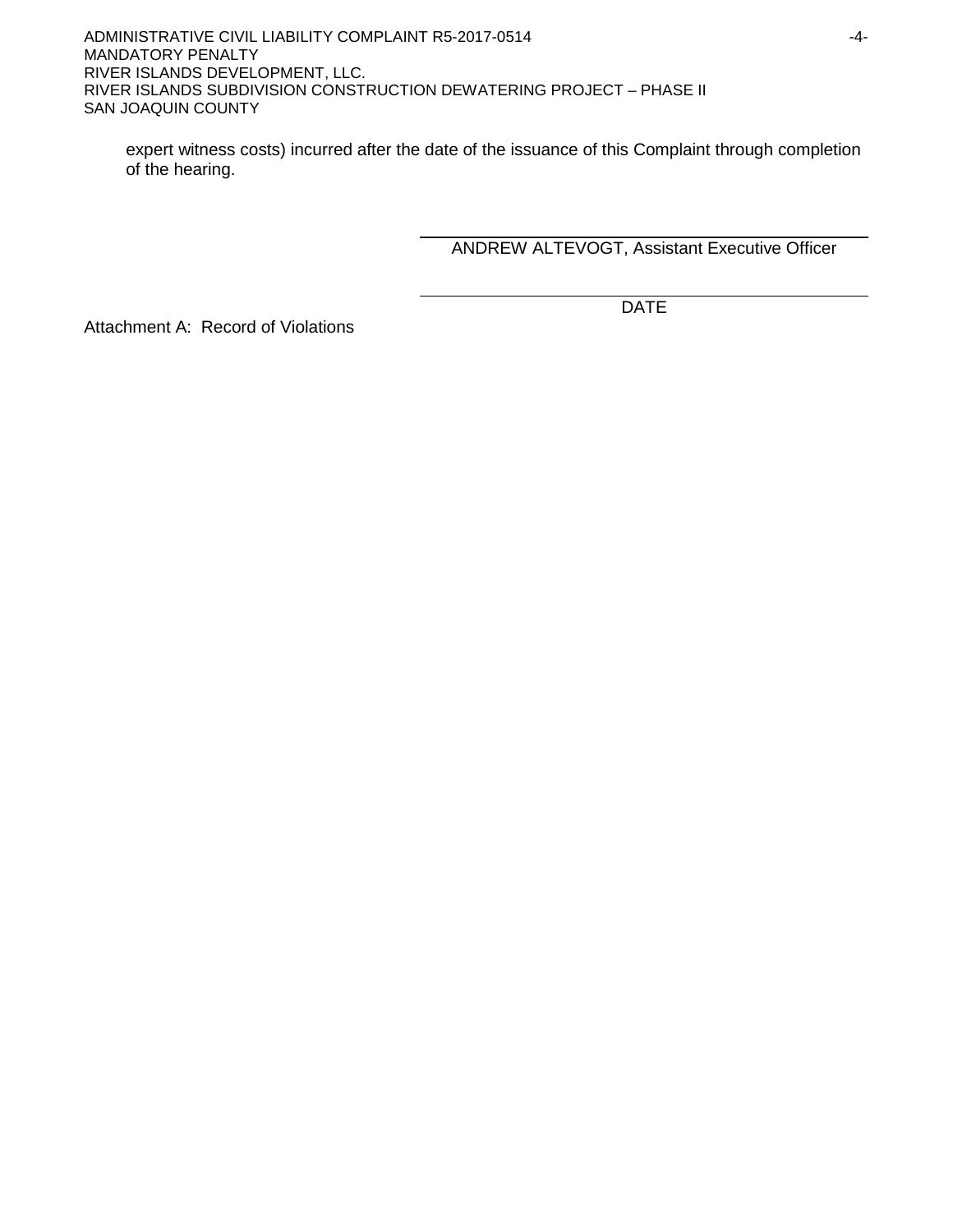expert witness costs) incurred after the date of the issuance of this Complaint through completion of the hearing.

ANDREW ALTEVOGT, Assistant Executive Officer

DATE

Attachment A: Record of Violations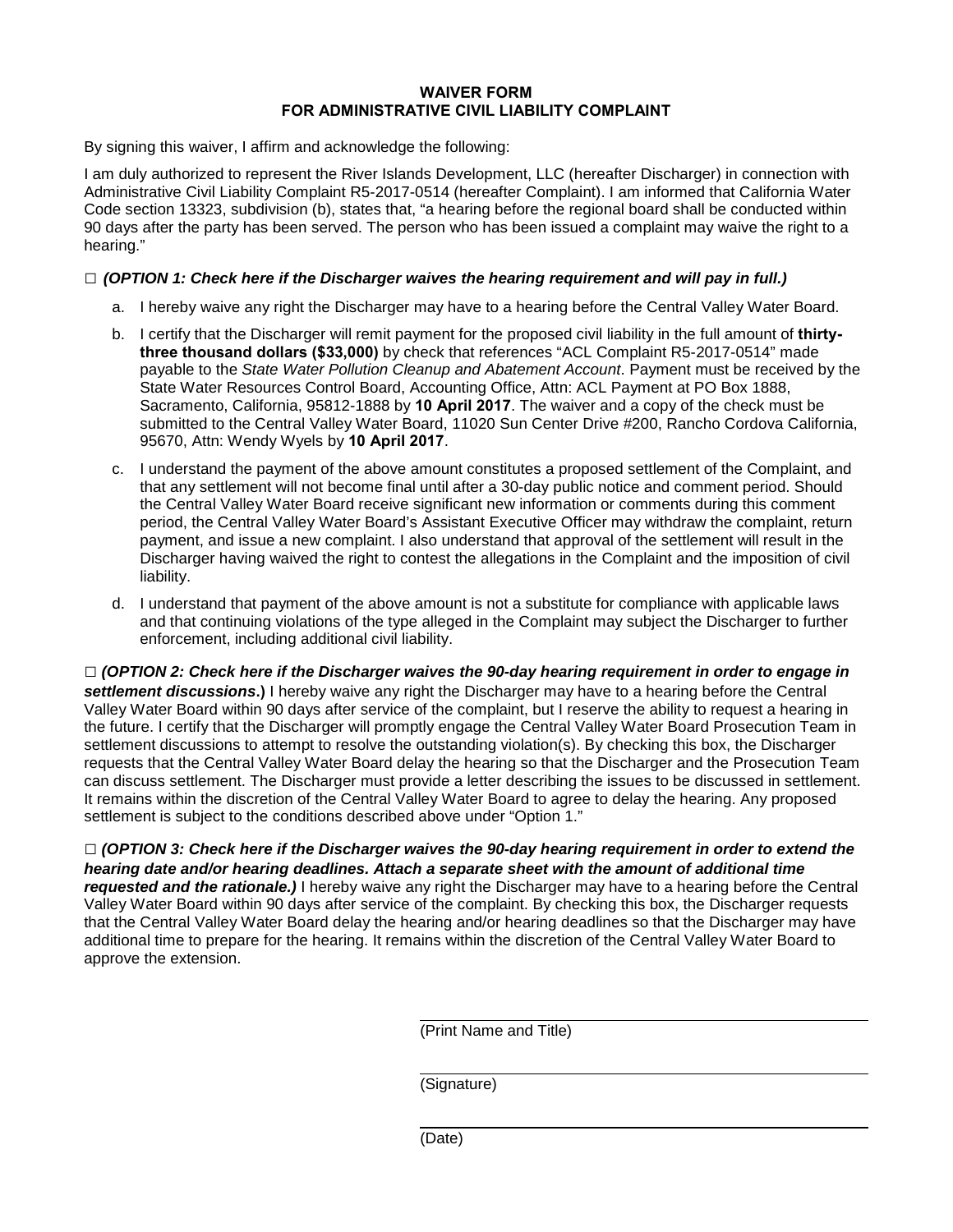**WAIVER FORM**
**FOR ADMINISTRATIVE CIVIL LIABILITY COMPLAINT**

By signing this waiver, I affirm and acknowledge the following:

I am duly authorized to represent the River Islands Development, LLC (hereafter Discharger) in connection with Administrative Civil Liability Complaint R5-2017-0514 (hereafter Complaint). I am informed that California Water Code section 13323, subdivision (b), states that, "a hearing before the regional board shall be conducted within 90 days after the party has been served. The person who has been issued a complaint may waive the right to a hearing."

□ ***(OPTION 1: Check here if the Discharger waives the hearing requirement and will pay in full.)***

a. I hereby waive any right the Discharger may have to a hearing before the Central Valley Water Board.

b. I certify that the Discharger will remit payment for the proposed civil liability in the full amount of **thirty-three thousand dollars ($33,000)** by check that references "ACL Complaint R5-2017-0514" made payable to the *State Water Pollution Cleanup and Abatement Account*. Payment must be received by the State Water Resources Control Board, Accounting Office, Attn: ACL Payment at PO Box 1888, Sacramento, California, 95812-1888 by **10 April 2017**. The waiver and a copy of the check must be submitted to the Central Valley Water Board, 11020 Sun Center Drive #200, Rancho Cordova California, 95670, Attn: Wendy Wyels by **10 April 2017**.

c. I understand the payment of the above amount constitutes a proposed settlement of the Complaint, and that any settlement will not become final until after a 30-day public notice and comment period. Should the Central Valley Water Board receive significant new information or comments during this comment period, the Central Valley Water Board's Assistant Executive Officer may withdraw the complaint, return payment, and issue a new complaint. I also understand that approval of the settlement will result in the Discharger having waived the right to contest the allegations in the Complaint and the imposition of civil liability.

d. I understand that payment of the above amount is not a substitute for compliance with applicable laws and that continuing violations of the type alleged in the Complaint may subject the Discharger to further enforcement, including additional civil liability.

□ ***(OPTION 2: Check here if the Discharger waives the 90-day hearing requirement in order to engage in settlement discussions.)*** I hereby waive any right the Discharger may have to a hearing before the Central Valley Water Board within 90 days after service of the complaint, but I reserve the ability to request a hearing in the future. I certify that the Discharger will promptly engage the Central Valley Water Board Prosecution Team in settlement discussions to attempt to resolve the outstanding violation(s). By checking this box, the Discharger requests that the Central Valley Water Board delay the hearing so that the Discharger and the Prosecution Team can discuss settlement. The Discharger must provide a letter describing the issues to be discussed in settlement. It remains within the discretion of the Central Valley Water Board to agree to delay the hearing. Any proposed settlement is subject to the conditions described above under "Option 1."

□ ***(OPTION 3: Check here if the Discharger waives the 90-day hearing requirement in order to extend the hearing date and/or hearing deadlines. Attach a separate sheet with the amount of additional time requested and the rationale.)*** I hereby waive any right the Discharger may have to a hearing before the Central Valley Water Board within 90 days after service of the complaint. By checking this box, the Discharger requests that the Central Valley Water Board delay the hearing and/or hearing deadlines so that the Discharger may have additional time to prepare for the hearing. It remains within the discretion of the Central Valley Water Board to approve the extension.

(Print Name and Title)

(Signature)

(Date)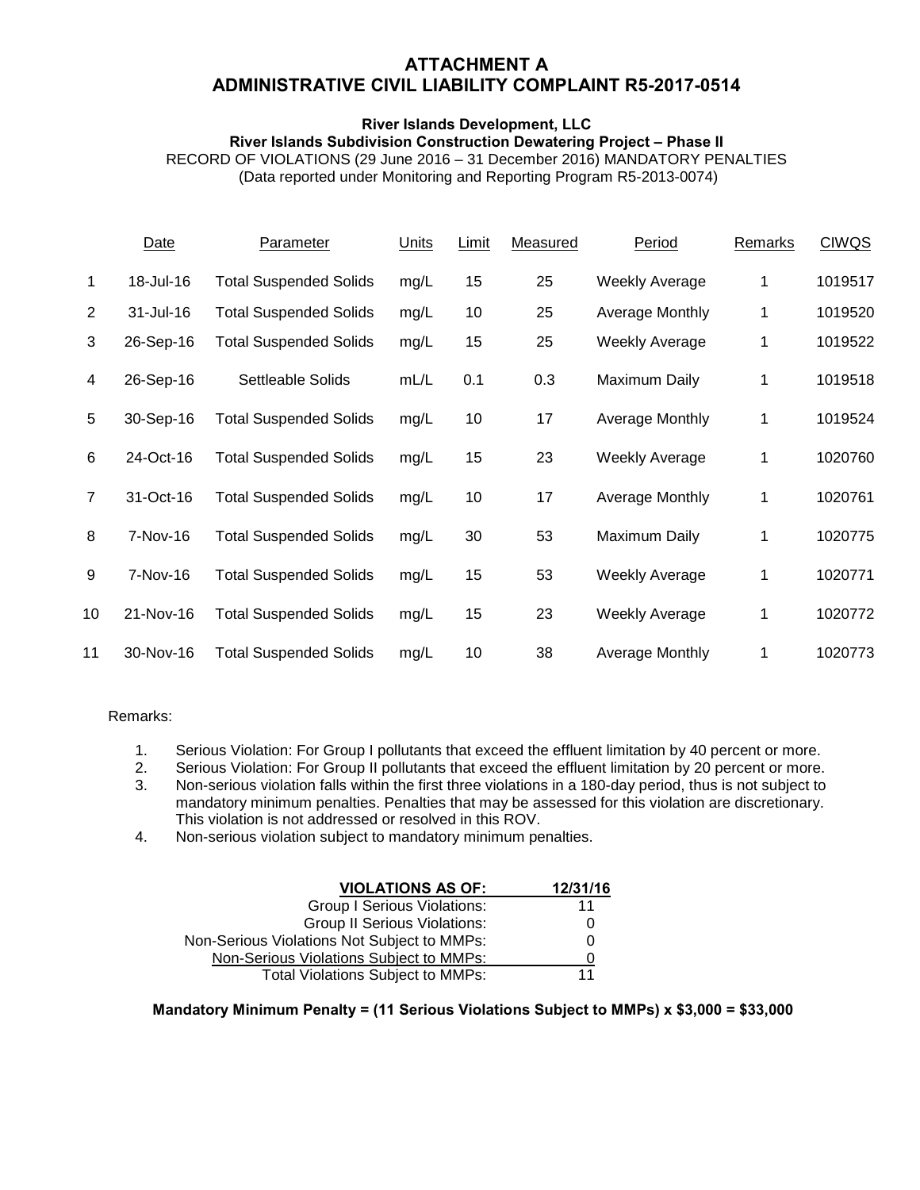# ATTACHMENT A
# ADMINISTRATIVE CIVIL LIABILITY COMPLAINT R5-2017-0514

**River Islands Development, LLC**
**River Islands Subdivision Construction Dewatering Project – Phase II**
RECORD OF VIOLATIONS (29 June 2016 – 31 December 2016) MANDATORY PENALTIES
(Data reported under Monitoring and Reporting Program R5-2013-0074)

| | Date | Parameter | Units | Limit | Measured | Period | Remarks | CIWQS |
|---|---|---|---|---|---|---|---|---|
| 1 | 18-Jul-16 | Total Suspended Solids | mg/L | 15 | 25 | Weekly Average | 1 | 1019517 |
| 2 | 31-Jul-16 | Total Suspended Solids | mg/L | 10 | 25 | Average Monthly | 1 | 1019520 |
| 3 | 26-Sep-16 | Total Suspended Solids | mg/L | 15 | 25 | Weekly Average | 1 | 1019522 |
| 4 | 26-Sep-16 | Settleable Solids | mL/L | 0.1 | 0.3 | Maximum Daily | 1 | 1019518 |
| 5 | 30-Sep-16 | Total Suspended Solids | mg/L | 10 | 17 | Average Monthly | 1 | 1019524 |
| 6 | 24-Oct-16 | Total Suspended Solids | mg/L | 15 | 23 | Weekly Average | 1 | 1020760 |
| 7 | 31-Oct-16 | Total Suspended Solids | mg/L | 10 | 17 | Average Monthly | 1 | 1020761 |
| 8 | 7-Nov-16 | Total Suspended Solids | mg/L | 30 | 53 | Maximum Daily | 1 | 1020775 |
| 9 | 7-Nov-16 | Total Suspended Solids | mg/L | 15 | 53 | Weekly Average | 1 | 1020771 |
| 10 | 21-Nov-16 | Total Suspended Solids | mg/L | 15 | 23 | Weekly Average | 1 | 1020772 |
| 11 | 30-Nov-16 | Total Suspended Solids | mg/L | 10 | 38 | Average Monthly | 1 | 1020773 |

Remarks:

1. Serious Violation: For Group I pollutants that exceed the effluent limitation by 40 percent or more.
2. Serious Violation: For Group II pollutants that exceed the effluent limitation by 20 percent or more.
3. Non-serious violation falls within the first three violations in a 180-day period, thus is not subject to mandatory minimum penalties. Penalties that may be assessed for this violation are discretionary. This violation is not addressed or resolved in this ROV.
4. Non-serious violation subject to mandatory minimum penalties.

| VIOLATIONS AS OF: | 12/31/16 |
|---|---|
| Group I Serious Violations: | 11 |
| Group II Serious Violations: | 0 |
| Non-Serious Violations Not Subject to MMPs: | 0 |
| Non-Serious Violations Subject to MMPs: | 0 |
| Total Violations Subject to MMPs: | 11 |

**Mandatory Minimum Penalty = (11 Serious Violations Subject to MMPs) x $3,000 = $33,000**